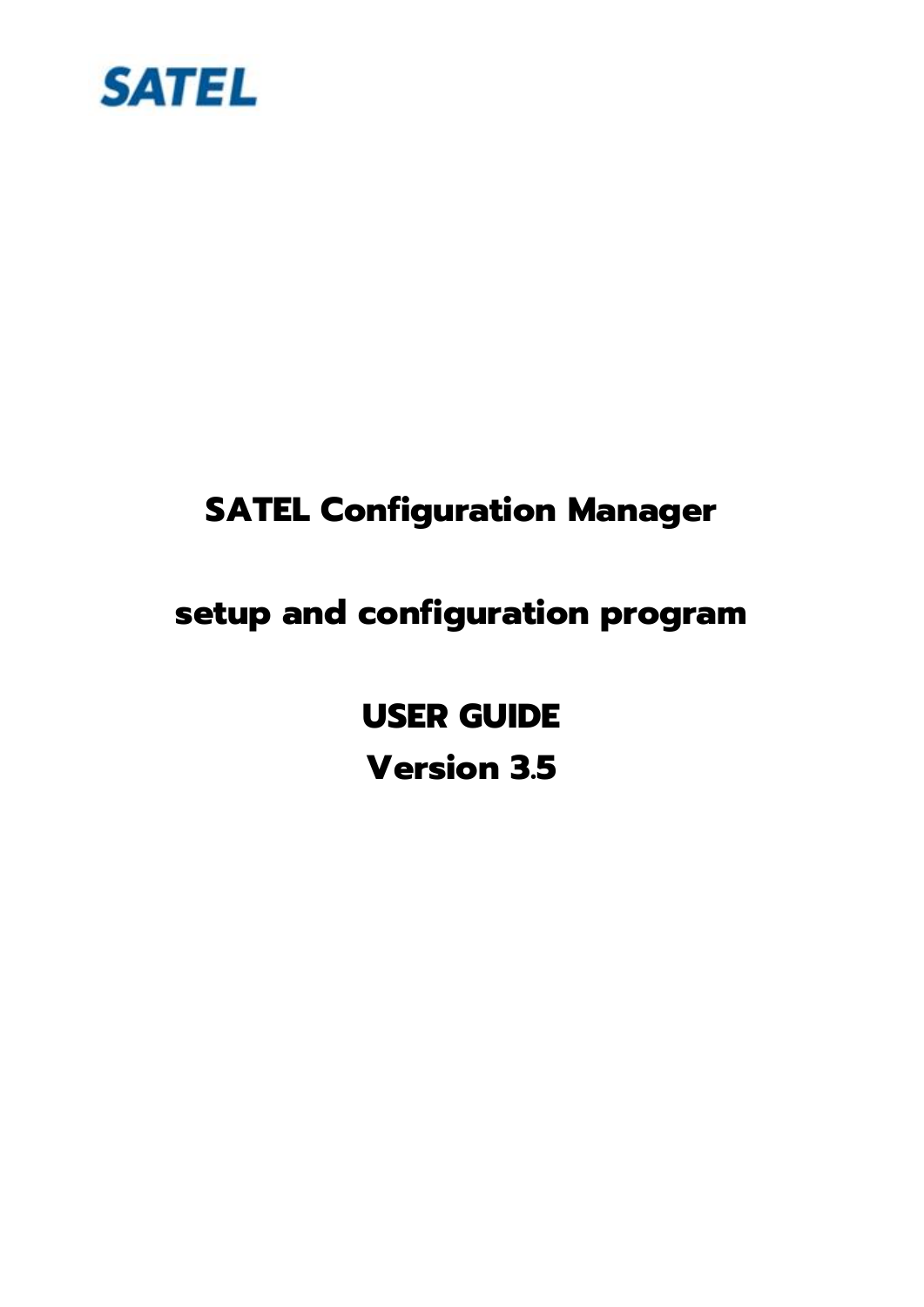SATEL

# SATEL Configuration Manager

## setup and configuration program

## USER GUIDE

## Version 3.5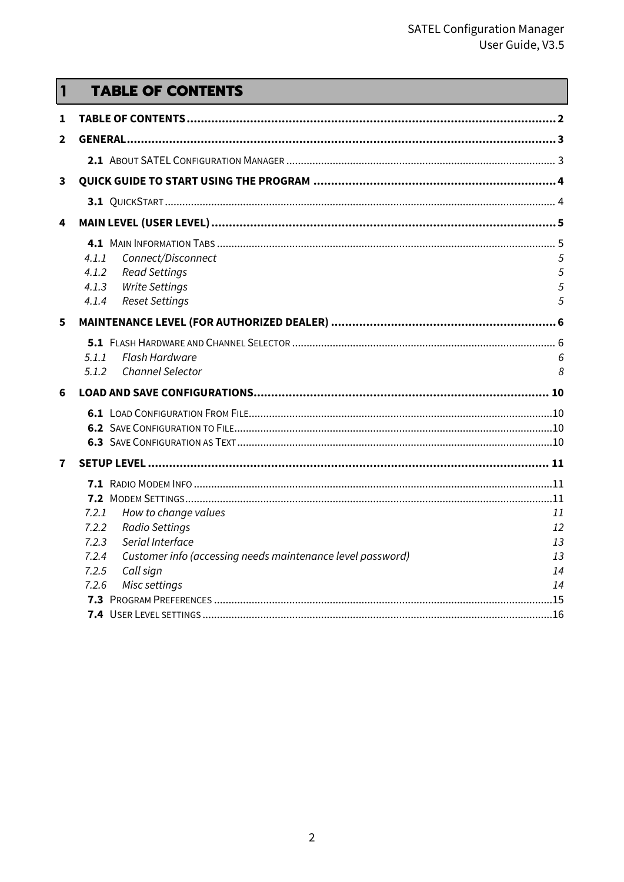# 1 TABLE OF CONTENTS

**1 TABLE OF CONTENTS .......... 2**

**2 GENERAL .......... 3**

- **2.1** ABOUT SATEL CONFIGURATION MANAGER .......... 3

**3 QUICK GUIDE TO START USING THE PROGRAM .......... 4**

- **3.1** QUICKSTART .......... 4

**4 MAIN LEVEL (USER LEVEL) .......... 5**

- **4.1** MAIN INFORMATION TABS .......... 5
  - *4.1.1 Connect/Disconnect* 5
  - *4.1.2 Read Settings* 5
  - *4.1.3 Write Settings* 5
  - *4.1.4 Reset Settings* 5

**5 MAINTENANCE LEVEL (FOR AUTHORIZED DEALER) .......... 6**

- **5.1** FLASH HARDWARE AND CHANNEL SELECTOR .......... 6
  - *5.1.1 Flash Hardware* 6
  - *5.1.2 Channel Selector* 8

**6 LOAD AND SAVE CONFIGURATIONS .......... 10**

- **6.1** LOAD CONFIGURATION FROM FILE .......... 10
- **6.2** SAVE CONFIGURATION TO FILE .......... 10
- **6.3** SAVE CONFIGURATION AS TEXT .......... 10

**7 SETUP LEVEL .......... 11**

- **7.1** RADIO MODEM INFO .......... 11
- **7.2** MODEM SETTINGS .......... 11
  - *7.2.1 How to change values* 11
  - *7.2.2 Radio Settings* 12
  - *7.2.3 Serial Interface* 13
  - *7.2.4 Customer info (accessing needs maintenance level password)* 13
  - *7.2.5 Call sign* 14
  - *7.2.6 Misc settings* 14
- **7.3** PROGRAM PREFERENCES .......... 15
- **7.4** USER LEVEL SETTINGS .......... 16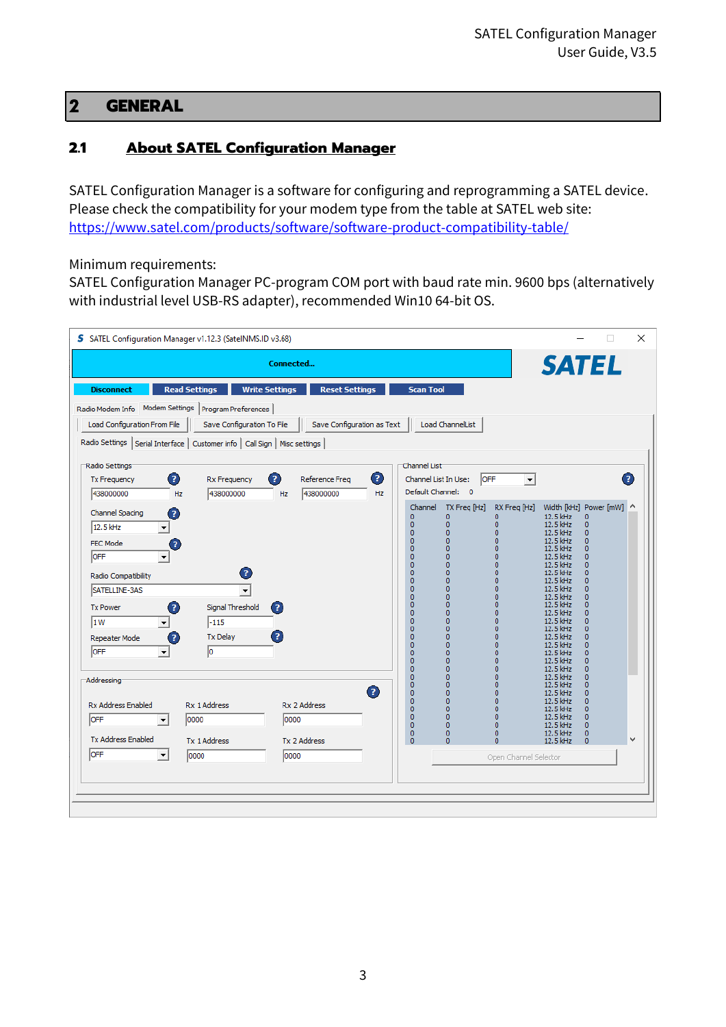# 2 GENERAL

## 2.1 About SATEL Configuration Manager

SATEL Configuration Manager is a software for configuring and reprogramming a SATEL device. Please check the compatibility for your modem type from the table at SATEL web site: https://www.satel.com/products/software/software-product-compatibility-table/

Minimum requirements:
SATEL Configuration Manager PC-program COM port with baud rate min. 9600 bps (alternatively with industrial level USB-RS adapter), recommended Win10 64-bit OS.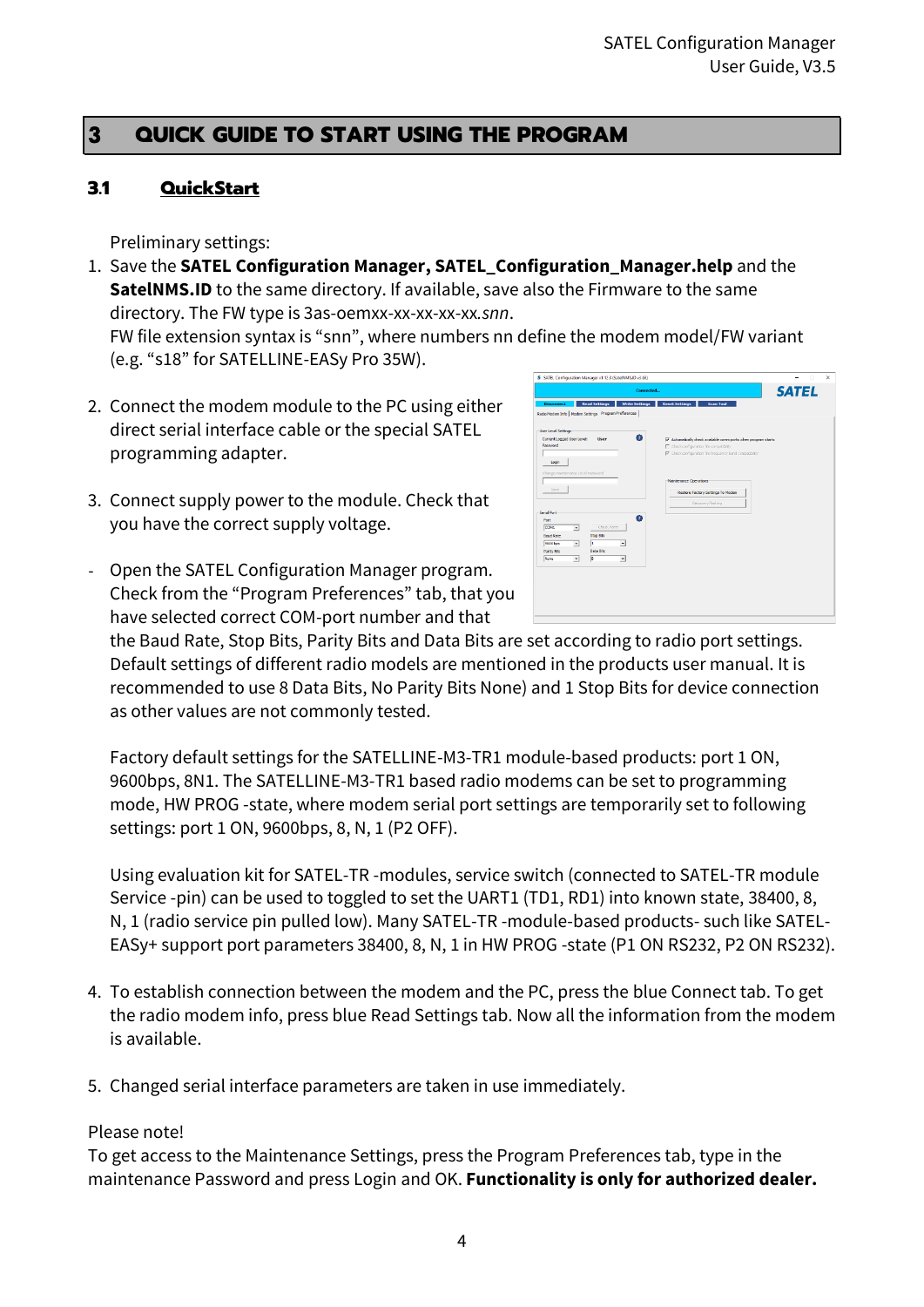# 3 QUICK GUIDE TO START USING THE PROGRAM

## 3.1 QuickStart

Preliminary settings:

1. Save the **SATEL Configuration Manager, SATEL_Configuration_Manager.help** and the **SatelNMS.ID** to the same directory. If available, save also the Firmware to the same directory. The FW type is 3as-oemxx-xx-xx-xx-xx.*snn*.
   FW file extension syntax is "snn", where numbers nn define the modem model/FW variant (e.g. "s18" for SATELLINE-EASy Pro 35W).

2. Connect the modem module to the PC using either direct serial interface cable or the special SATEL programming adapter.

3. Connect supply power to the module. Check that you have the correct supply voltage.

- Open the SATEL Configuration Manager program. Check from the "Program Preferences" tab, that you have selected correct COM-port number and that the Baud Rate, Stop Bits, Parity Bits and Data Bits are set according to radio port settings. Default settings of different radio models are mentioned in the products user manual. It is recommended to use 8 Data Bits, No Parity Bits None) and 1 Stop Bits for device connection as other values are not commonly tested.

  Factory default settings for the SATELLINE-M3-TR1 module-based products: port 1 ON, 9600bps, 8N1. The SATELLINE-M3-TR1 based radio modems can be set to programming mode, HW PROG -state, where modem serial port settings are temporarily set to following settings: port 1 ON, 9600bps, 8, N, 1 (P2 OFF).

  Using evaluation kit for SATEL-TR -modules, service switch (connected to SATEL-TR module Service -pin) can be used to toggled to set the UART1 (TD1, RD1) into known state, 38400, 8, N, 1 (radio service pin pulled low). Many SATEL-TR -module-based products- such like SATEL-EASy+ support port parameters 38400, 8, N, 1 in HW PROG -state (P1 ON RS232, P2 ON RS232).

4. To establish connection between the modem and the PC, press the blue Connect tab. To get the radio modem info, press blue Read Settings tab. Now all the information from the modem is available.

5. Changed serial interface parameters are taken in use immediately.

Please note!
To get access to the Maintenance Settings, press the Program Preferences tab, type in the maintenance Password and press Login and OK. **Functionality is only for authorized dealer.**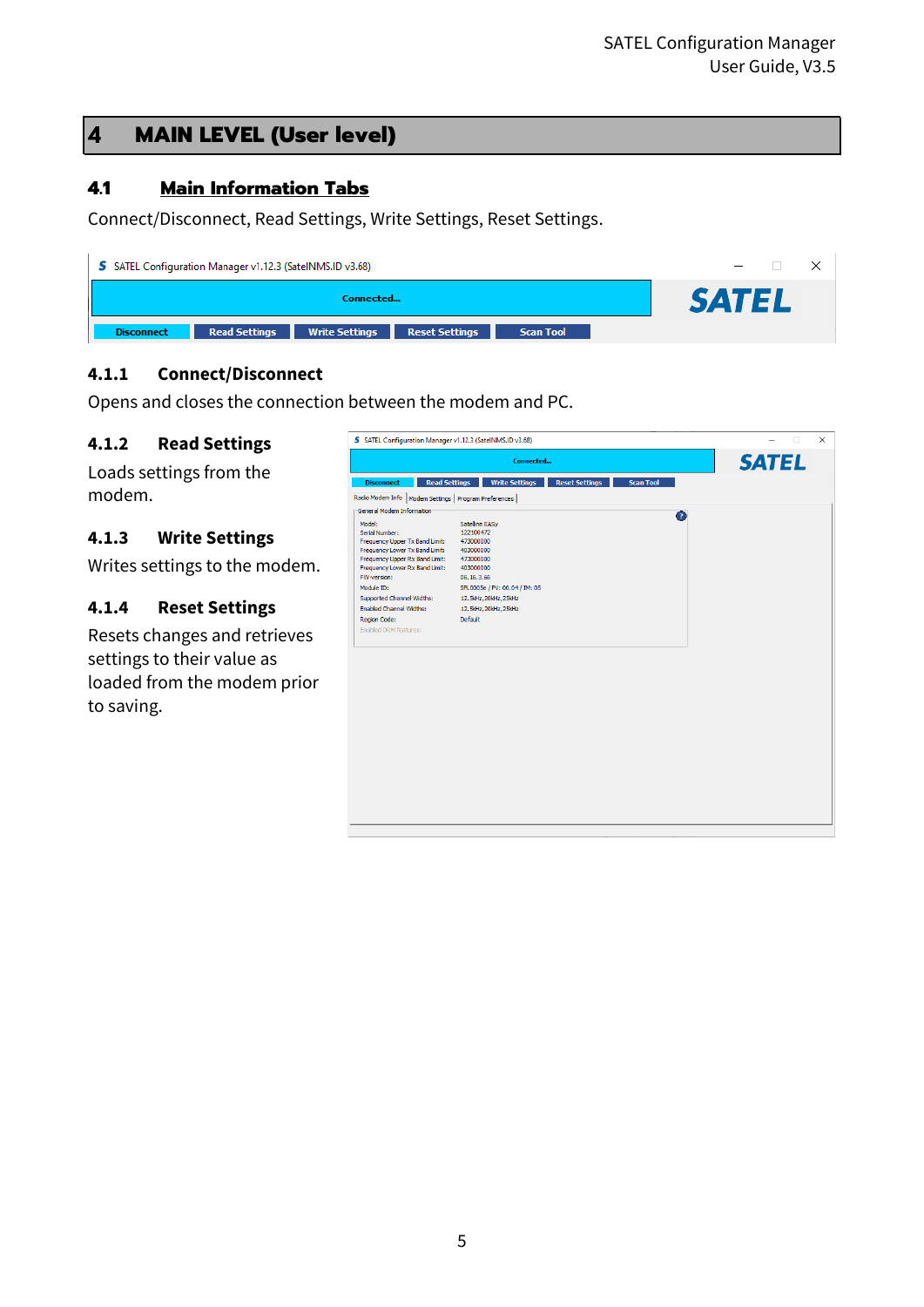# 4 MAIN LEVEL (User level)

## 4.1 Main Information Tabs

Connect/Disconnect, Read Settings, Write Settings, Reset Settings.

### 4.1.1 Connect/Disconnect

Opens and closes the connection between the modem and PC.

### 4.1.2 Read Settings

Loads settings from the modem.

### 4.1.3 Write Settings

Writes settings to the modem.

### 4.1.4 Reset Settings

Resets changes and retrieves settings to their value as loaded from the modem prior to saving.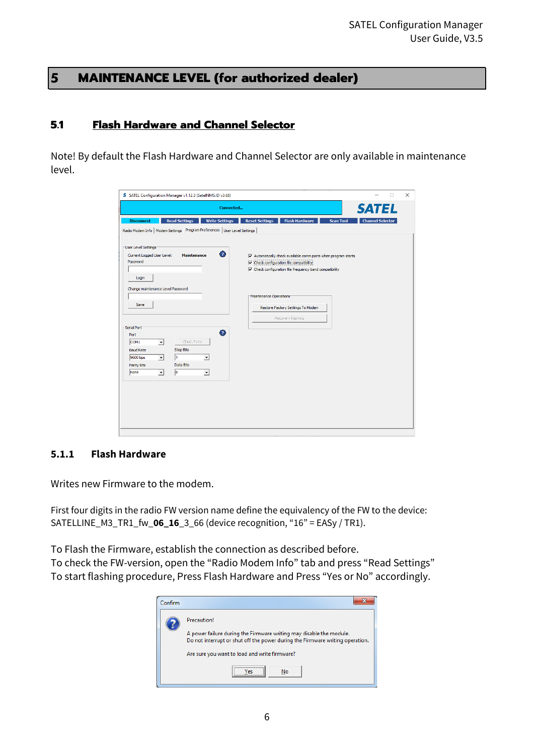# 5 MAINTENANCE LEVEL (for authorized dealer)

## 5.1 Flash Hardware and Channel Selector

Note! By default the Flash Hardware and Channel Selector are only available in maintenance level.

### 5.1.1 Flash Hardware

Writes new Firmware to the modem.

First four digits in the radio FW version name define the equivalency of the FW to the device: SATELLINE_M3_TR1_fw_**06_16**_3_66 (device recognition, “16” = EASy / TR1).

To Flash the Firmware, establish the connection as described before.
To check the FW-version, open the “Radio Modem Info” tab and press “Read Settings”
To start flashing procedure, Press Flash Hardware and Press “Yes or No” accordingly.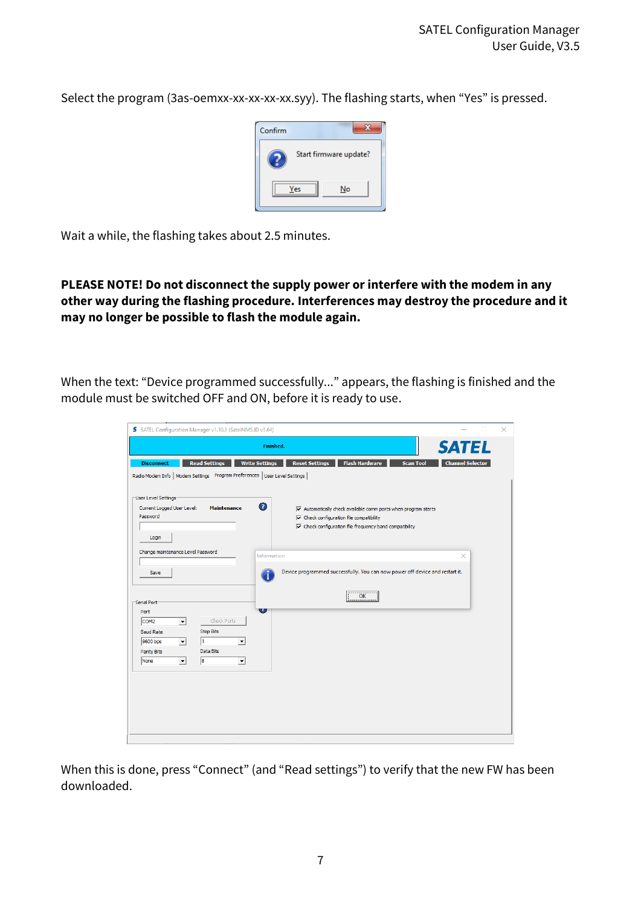Select the program (3as-oemxx-xx-xx-xx-xx.syy). The flashing starts, when “Yes” is pressed.

Wait a while, the flashing takes about 2.5 minutes.

**PLEASE NOTE! Do not disconnect the supply power or interfere with the modem in any other way during the flashing procedure. Interferences may destroy the procedure and it may no longer be possible to flash the module again.**

When the text: “Device programmed successfully…” appears, the flashing is finished and the module must be switched OFF and ON, before it is ready to use.

When this is done, press “Connect” (and “Read settings”) to verify that the new FW has been downloaded.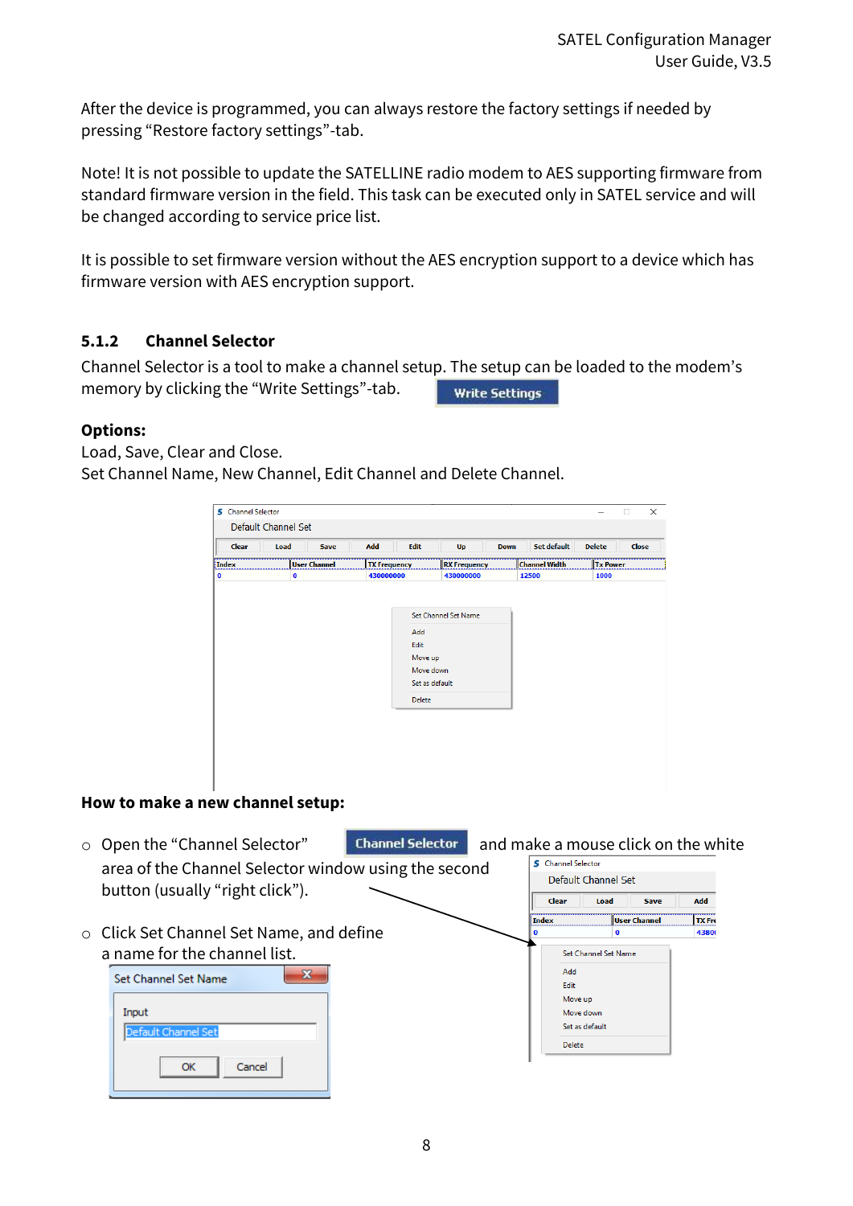After the device is programmed, you can always restore the factory settings if needed by pressing "Restore factory settings"-tab.

Note! It is not possible to update the SATELLINE radio modem to AES supporting firmware from standard firmware version in the field. This task can be executed only in SATEL service and will be changed according to service price list.

It is possible to set firmware version without the AES encryption support to a device which has firmware version with AES encryption support.

### 5.1.2 Channel Selector

Channel Selector is a tool to make a channel setup. The setup can be loaded to the modem's memory by clicking the "Write Settings"-tab.

**Options:**
Load, Save, Clear and Close.
Set Channel Name, New Channel, Edit Channel and Delete Channel.

**How to make a new channel setup:**

- Open the "Channel Selector" and make a mouse click on the white area of the Channel Selector window using the second button (usually "right click").
- Click Set Channel Set Name, and define a name for the channel list.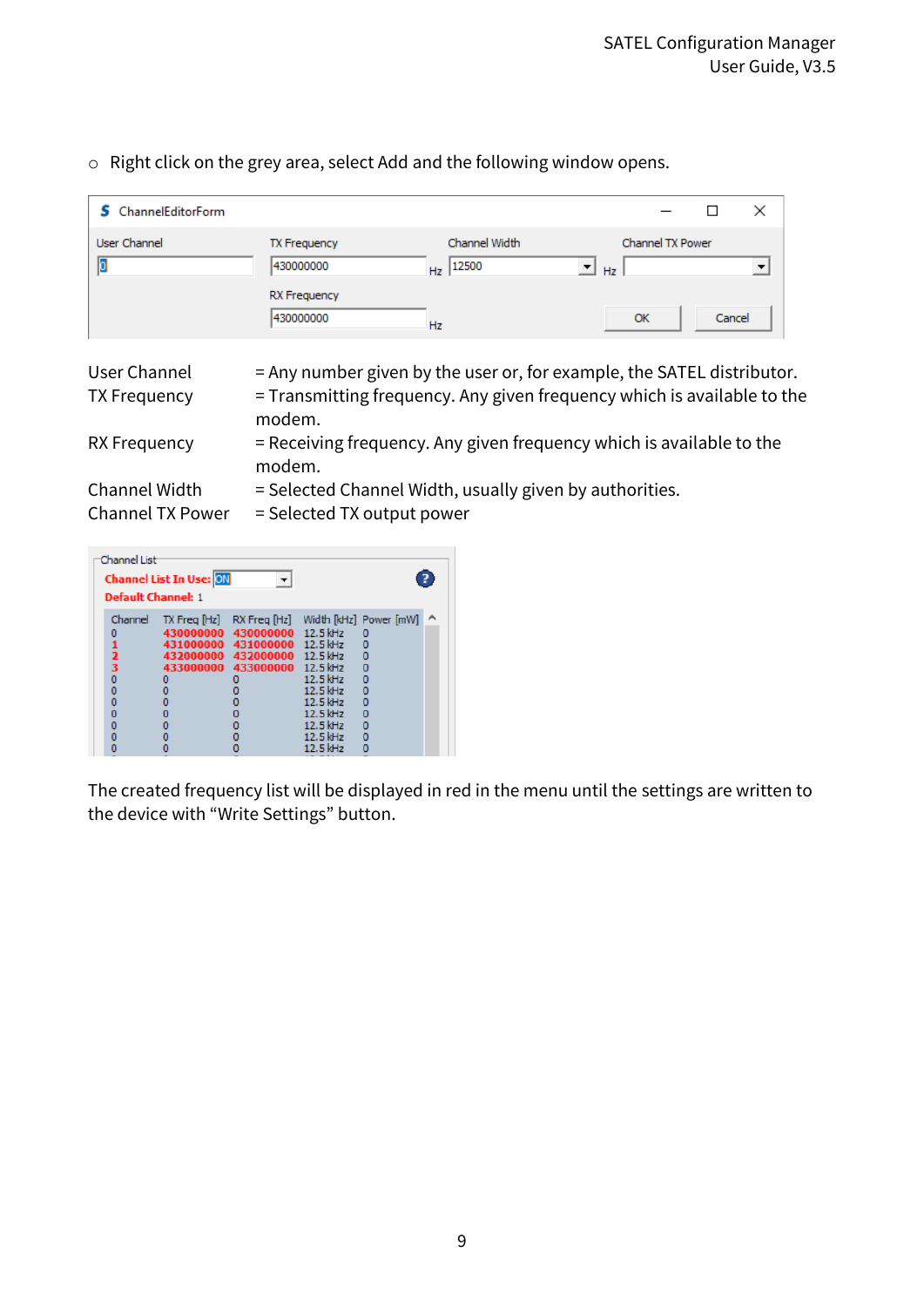- Right click on the grey area, select Add and the following window opens.

| | |
|---|---|
| User Channel | = Any number given by the user or, for example, the SATEL distributor. |
| TX Frequency | = Transmitting frequency. Any given frequency which is available to the modem. |
| RX Frequency | = Receiving frequency. Any given frequency which is available to the modem. |
| Channel Width | = Selected Channel Width, usually given by authorities. |
| Channel TX Power | = Selected TX output power |

The created frequency list will be displayed in red in the menu until the settings are written to the device with “Write Settings” button.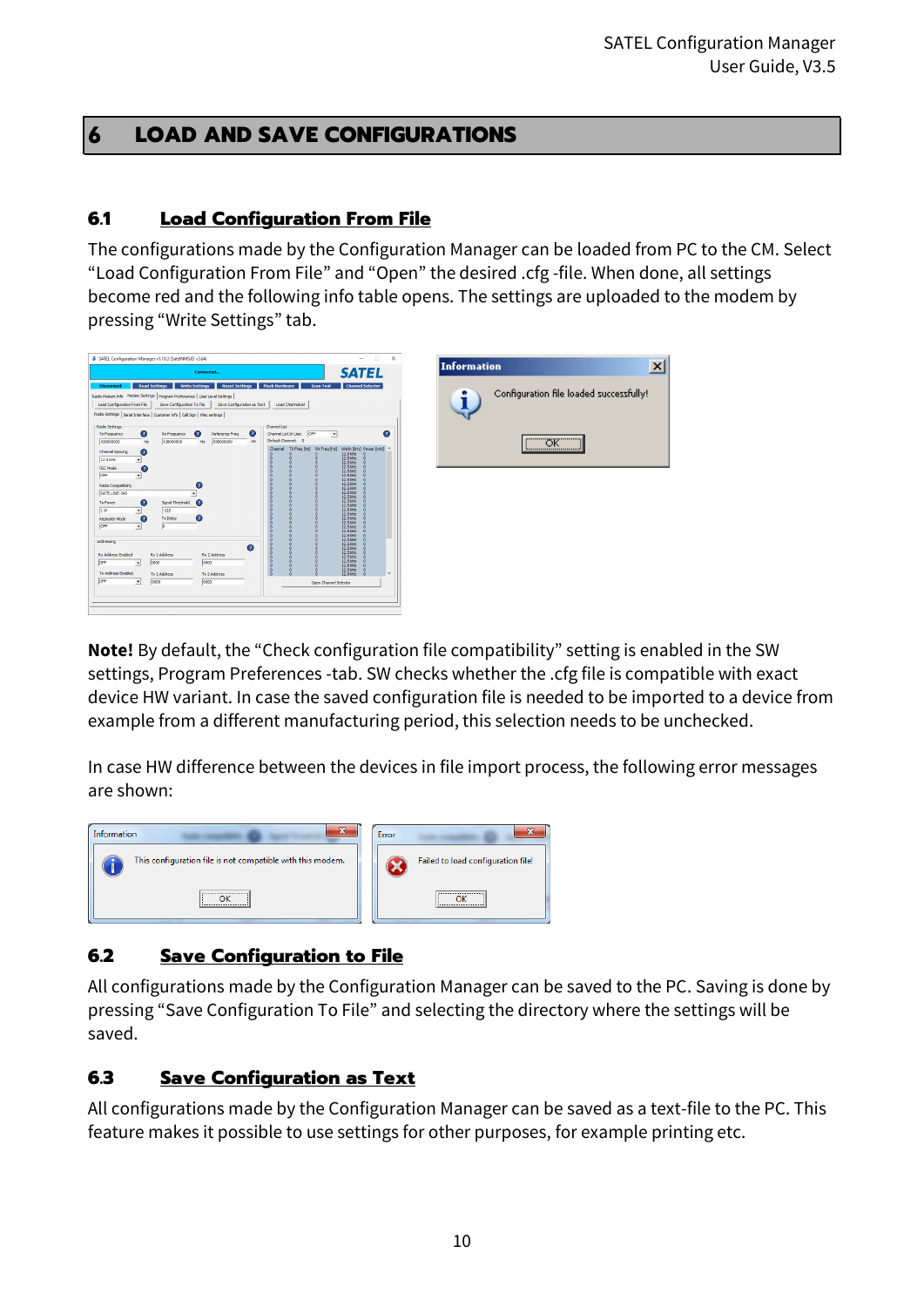# 6 LOAD AND SAVE CONFIGURATIONS

## 6.1 Load Configuration From File

The configurations made by the Configuration Manager can be loaded from PC to the CM. Select "Load Configuration From File" and "Open" the desired .cfg -file. When done, all settings become red and the following info table opens. The settings are uploaded to the modem by pressing "Write Settings" tab.

**Note!** By default, the "Check configuration file compatibility" setting is enabled in the SW settings, Program Preferences -tab. SW checks whether the .cfg file is compatible with exact device HW variant. In case the saved configuration file is needed to be imported to a device from example from a different manufacturing period, this selection needs to be unchecked.

In case HW difference between the devices in file import process, the following error messages are shown:

## 6.2 Save Configuration to File

All configurations made by the Configuration Manager can be saved to the PC. Saving is done by pressing "Save Configuration To File" and selecting the directory where the settings will be saved.

## 6.3 Save Configuration as Text

All configurations made by the Configuration Manager can be saved as a text-file to the PC. This feature makes it possible to use settings for other purposes, for example printing etc.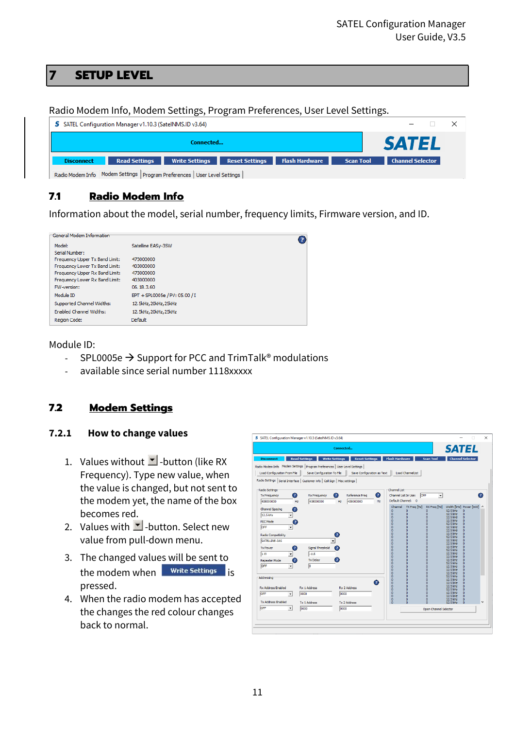# 7 SETUP LEVEL

Radio Modem Info, Modem Settings, Program Preferences, User Level Settings.

## 7.1 Radio Modem Info

Information about the model, serial number, frequency limits, Firmware version, and ID.

| General Modem Information | |
|---|---|
| Model: | Satelline EASy-35W |
| Serial Number: | |
| Frequency Upper Tx Band Limit: | 473000000 |
| Frequency Lower Tx Band Limit: | 403000000 |
| Frequency Upper Rx Band Limit: | 473000000 |
| Frequency Lower Rx Band Limit: | 403000000 |
| FW-version: | 06.18.3.60 |
| Module ID | EPT + SPL0005e / PV: 05.00 / I |
| Supported Channel Widths: | 12.5kHz,20kHz,25kHz |
| Enabled Channel Widths: | 12.5kHz,20kHz,25kHz |
| Region Code: | Default |

Module ID:

- SPL0005e → Support for PCC and TrimTalk® modulations
- available since serial number 1118xxxxx

## 7.2 Modem Settings

### 7.2.1 How to change values

1. Values without ▾-button (like RX Frequency). Type new value, when the value is changed, but not sent to the modem yet, the name of the box becomes red.
2. Values with ▾-button. Select new value from pull-down menu.
3. The changed values will be sent to the modem when **Write Settings** is pressed.
4. When the radio modem has accepted the changes the red colour changes back to normal.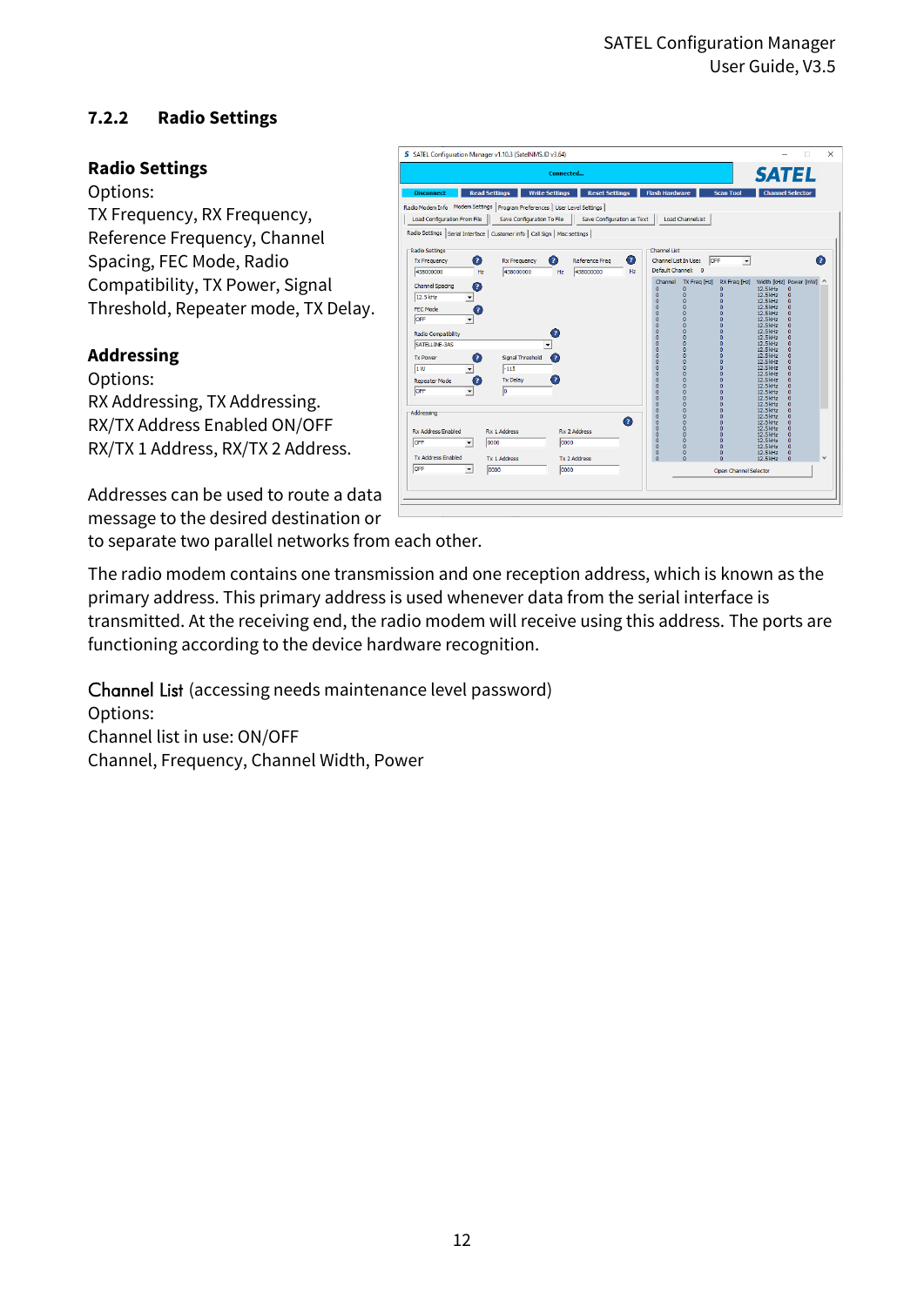### 7.2.2 Radio Settings

**Radio Settings**

Options:
TX Frequency, RX Frequency, Reference Frequency, Channel Spacing, FEC Mode, Radio Compatibility, TX Power, Signal Threshold, Repeater mode, TX Delay.

**Addressing**

Options:
RX Addressing, TX Addressing.
RX/TX Address Enabled ON/OFF
RX/TX 1 Address, RX/TX 2 Address.

Addresses can be used to route a data message to the desired destination or to separate two parallel networks from each other.

The radio modem contains one transmission and one reception address, which is known as the primary address. This primary address is used whenever data from the serial interface is transmitted. At the receiving end, the radio modem will receive using this address. The ports are functioning according to the device hardware recognition.

Channel List (accessing needs maintenance level password)
Options:
Channel list in use: ON/OFF
Channel, Frequency, Channel Width, Power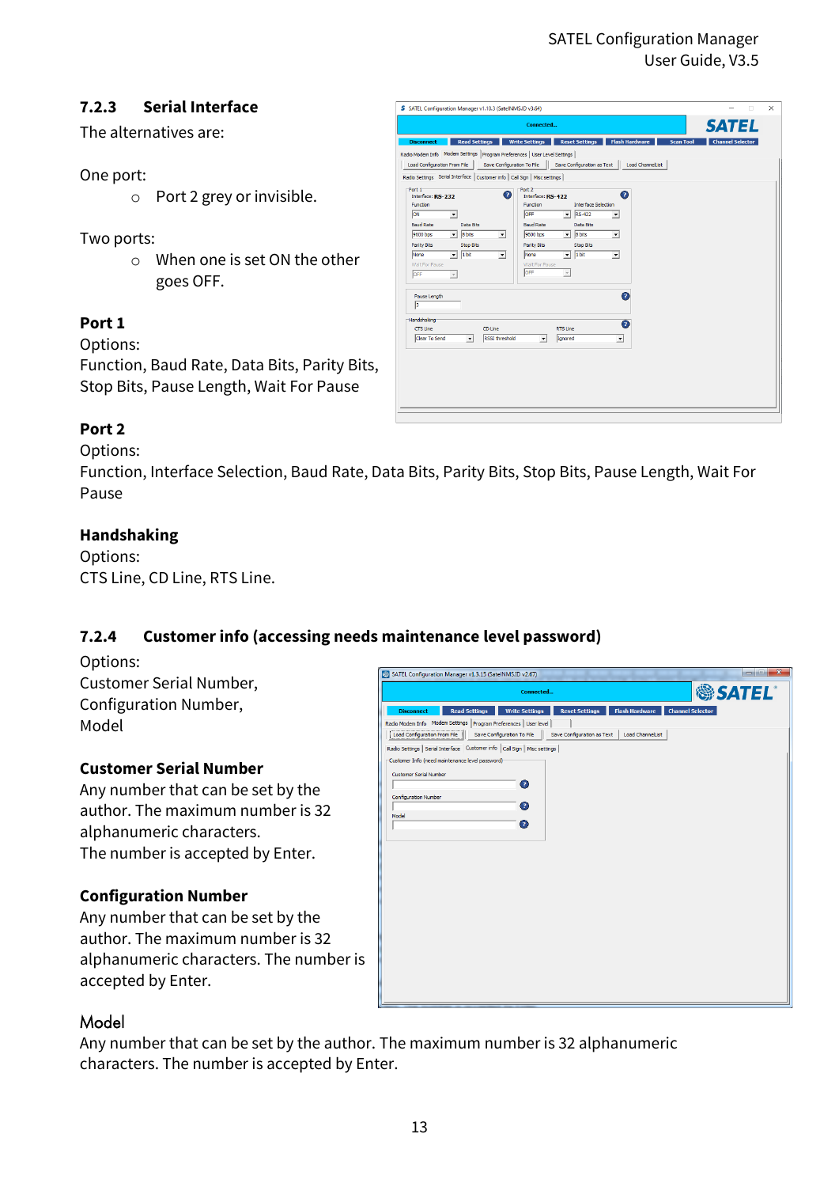### 7.2.3 Serial Interface

The alternatives are:

One port:

- Port 2 grey or invisible.

Two ports:

- When one is set ON the other goes OFF.

**Port 1**

Options:
Function, Baud Rate, Data Bits, Parity Bits, Stop Bits, Pause Length, Wait For Pause

**Port 2**

Options:
Function, Interface Selection, Baud Rate, Data Bits, Parity Bits, Stop Bits, Pause Length, Wait For Pause

**Handshaking**

Options:
CTS Line, CD Line, RTS Line.

### 7.2.4 Customer info (accessing needs maintenance level password)

Options:
Customer Serial Number,
Configuration Number,
Model

**Customer Serial Number**

Any number that can be set by the author. The maximum number is 32 alphanumeric characters.
The number is accepted by Enter.

**Configuration Number**

Any number that can be set by the author. The maximum number is 32 alphanumeric characters. The number is accepted by Enter.

Model

Any number that can be set by the author. The maximum number is 32 alphanumeric characters. The number is accepted by Enter.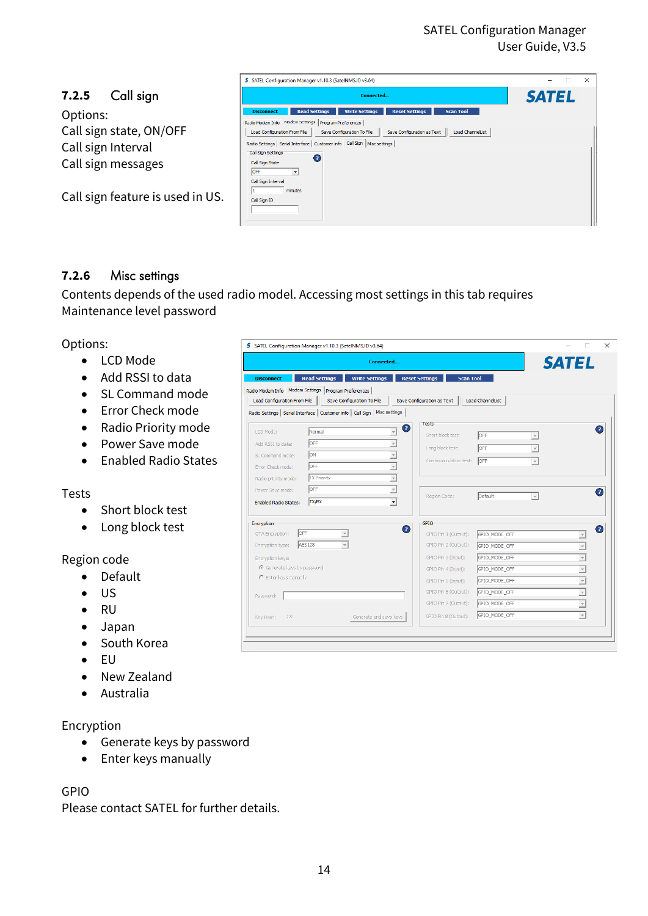### 7.2.5 Call sign

Options:
Call sign state, ON/OFF
Call sign Interval
Call sign messages

Call sign feature is used in US.

### 7.2.6 Misc settings

Contents depends of the used radio model. Accessing most settings in this tab requires Maintenance level password

Options:

- LCD Mode
- Add RSSI to data
- SL Command mode
- Error Check mode
- Radio Priority mode
- Power Save mode
- Enabled Radio States

Tests

- Short block test
- Long block test

Region code

- Default
- US
- RU
- Japan
- South Korea
- EU
- New Zealand
- Australia

Encryption

- Generate keys by password
- Enter keys manually

GPIO
Please contact SATEL for further details.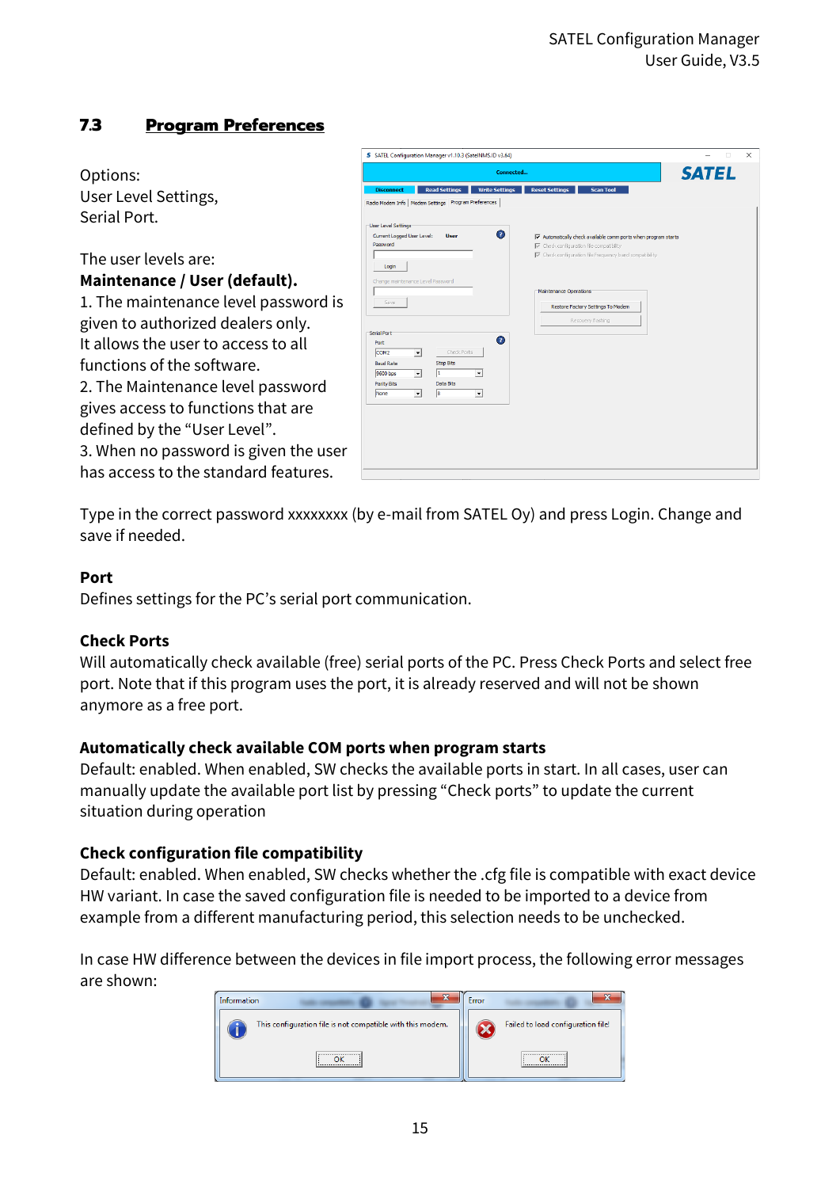## 7.3 Program Preferences

Options:
User Level Settings,
Serial Port.

The user levels are:
**Maintenance / User (default).**
1. The maintenance level password is given to authorized dealers only.
It allows the user to access to all functions of the software.
2. The Maintenance level password gives access to functions that are defined by the "User Level".
3. When no password is given the user has access to the standard features.

Type in the correct password xxxxxxxx (by e-mail from SATEL Oy) and press Login. Change and save if needed.

**Port**
Defines settings for the PC's serial port communication.

**Check Ports**
Will automatically check available (free) serial ports of the PC. Press Check Ports and select free port. Note that if this program uses the port, it is already reserved and will not be shown anymore as a free port.

**Automatically check available COM ports when program starts**
Default: enabled. When enabled, SW checks the available ports in start. In all cases, user can manually update the available port list by pressing "Check ports" to update the current situation during operation

**Check configuration file compatibility**
Default: enabled. When enabled, SW checks whether the .cfg file is compatible with exact device HW variant. In case the saved configuration file is needed to be imported to a device from example from a different manufacturing period, this selection needs to be unchecked.

In case HW difference between the devices in file import process, the following error messages are shown: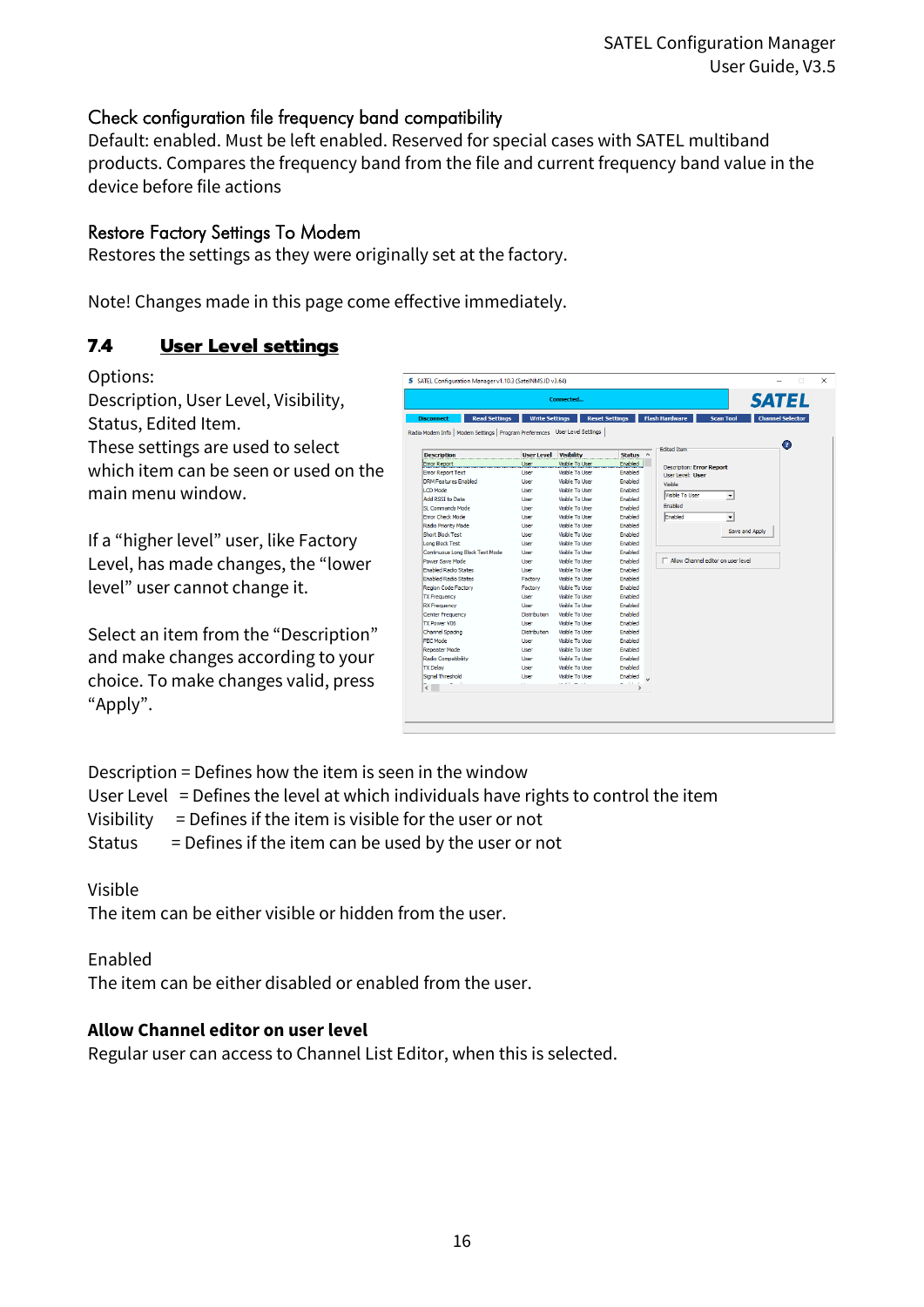### Check configuration file frequency band compatibility

Default: enabled. Must be left enabled. Reserved for special cases with SATEL multiband products. Compares the frequency band from the file and current frequency band value in the device before file actions

### Restore Factory Settings To Modem

Restores the settings as they were originally set at the factory.

Note! Changes made in this page come effective immediately.

## 7.4 User Level settings

Options:
Description, User Level, Visibility, Status, Edited Item.
These settings are used to select which item can be seen or used on the main menu window.

If a “higher level” user, like Factory Level, has made changes, the “lower level” user cannot change it.

Select an item from the “Description” and make changes according to your choice. To make changes valid, press “Apply”.

Description = Defines how the item is seen in the window
User Level = Defines the level at which individuals have rights to control the item
Visibility = Defines if the item is visible for the user or not
Status = Defines if the item can be used by the user or not

Visible
The item can be either visible or hidden from the user.

Enabled
The item can be either disabled or enabled from the user.

**Allow Channel editor on user level**
Regular user can access to Channel List Editor, when this is selected.